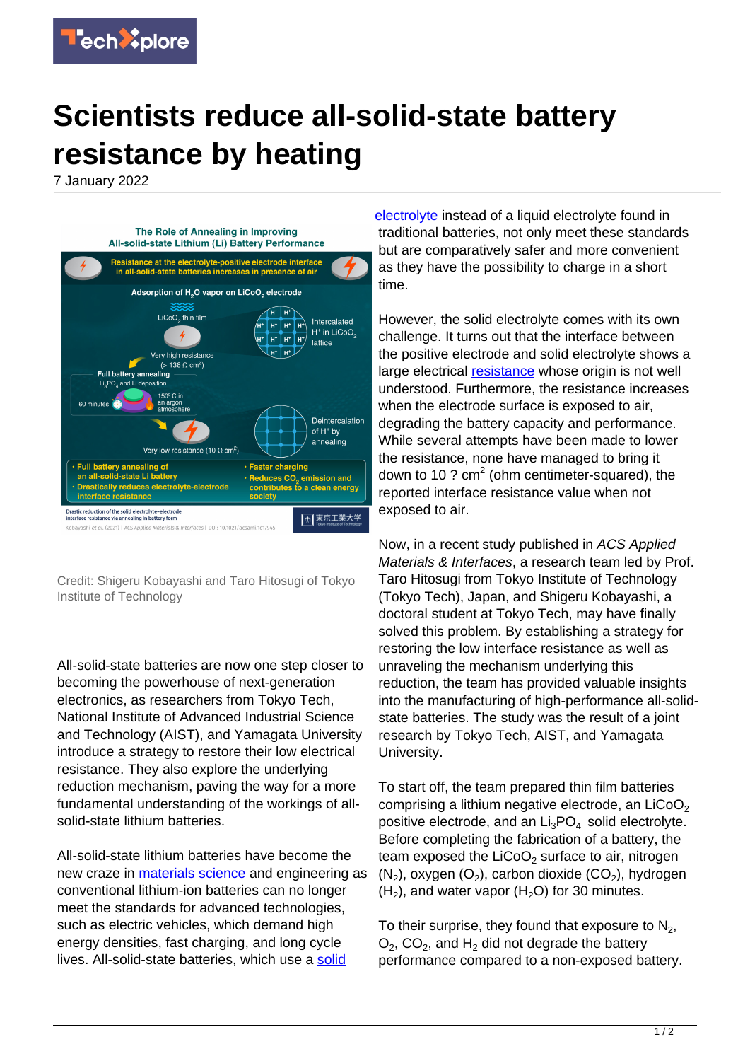# Scientists reduce all-solid-state battery resistance by heating

7 January 2022

Credit: Shigeru Kobayashi and Taro Hitosugi of Tokyo Institute of Technology

All-solid-state batteries are now one step closer to becoming the powerhouse of next-generation electronics, as researchers from Tokyo Tech, National Institute of Advanced Industrial Science and Technology (AIST), and Yamagata University introduce a strategy to restore their low electrical resistance. They also explore the underlying reduction mechanism, paving the way for a more fundamental understanding of the workings of all-solid-state lithium batteries.

All-solid-state lithium batteries have become the new craze in materials science and engineering as conventional lithium-ion batteries can no longer meet the standards for advanced technologies, such as electric vehicles, which demand high energy densities, fast charging, and long cycle lives. All-solid-state batteries, which use a solid electrolyte instead of a liquid electrolyte found in traditional batteries, not only meet these standards but are comparatively safer and more convenient as they have the possibility to charge in a short time.

However, the solid electrolyte comes with its own challenge. It turns out that the interface between the positive electrode and solid electrolyte shows a large electrical resistance whose origin is not well understood. Furthermore, the resistance increases when the electrode surface is exposed to air, degrading the battery capacity and performance. While several attempts have been made to lower the resistance, none have managed to bring it down to 10 ? cm$^2$ (ohm centimeter-squared), the reported interface resistance value when not exposed to air.

Now, in a recent study published in *ACS Applied Materials & Interfaces*, a research team led by Prof. Taro Hitosugi from Tokyo Institute of Technology (Tokyo Tech), Japan, and Shigeru Kobayashi, a doctoral student at Tokyo Tech, may have finally solved this problem. By establishing a strategy for restoring the low interface resistance as well as unraveling the mechanism underlying this reduction, the team has provided valuable insights into the manufacturing of high-performance all-solid-state batteries. The study was the result of a joint research by Tokyo Tech, AIST, and Yamagata University.

To start off, the team prepared thin film batteries comprising a lithium negative electrode, an $LiCoO_2$ positive electrode, and an $Li_3PO_4$ solid electrolyte. Before completing the fabrication of a battery, the team exposed the $LiCoO_2$ surface to air, nitrogen ($N_2$), oxygen ($O_2$), carbon dioxide ($CO_2$), hydrogen ($H_2$), and water vapor ($H_2O$) for 30 minutes.

To their surprise, they found that exposure to $N_2$, $O_2$, $CO_2$, and $H_2$ did not degrade the battery performance compared to a non-exposed battery.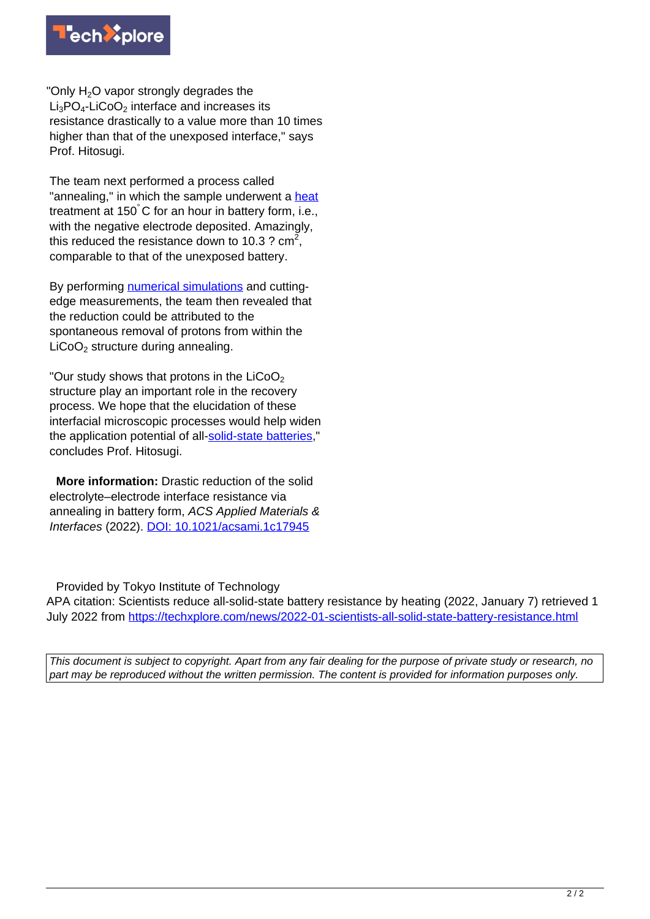"Only $H_2O$ vapor strongly degrades the $Li_3PO_4$-$LiCoO_2$ interface and increases its resistance drastically to a value more than 10 times higher than that of the unexposed interface," says Prof. Hitosugi.

The team next performed a process called "annealing," in which the sample underwent a heat treatment at 150° C for an hour in battery form, i.e., with the negative electrode deposited. Amazingly, this reduced the resistance down to 10.3 ? $cm^2$, comparable to that of the unexposed battery.

By performing numerical simulations and cutting-edge measurements, the team then revealed that the reduction could be attributed to the spontaneous removal of protons from within the $LiCoO_2$ structure during annealing.

"Our study shows that protons in the $LiCoO_2$ structure play an important role in the recovery process. We hope that the elucidation of these interfacial microscopic processes would help widen the application potential of all-solid-state batteries," concludes Prof. Hitosugi.

**More information:** Drastic reduction of the solid electrolyte–electrode interface resistance via annealing in battery form, *ACS Applied Materials & Interfaces* (2022). DOI: 10.1021/acsami.1c17945

Provided by Tokyo Institute of Technology

APA citation: Scientists reduce all-solid-state battery resistance by heating (2022, January 7) retrieved 1 July 2022 from https://techxplore.com/news/2022-01-scientists-all-solid-state-battery-resistance.html

*This document is subject to copyright. Apart from any fair dealing for the purpose of private study or research, no part may be reproduced without the written permission. The content is provided for information purposes only.*